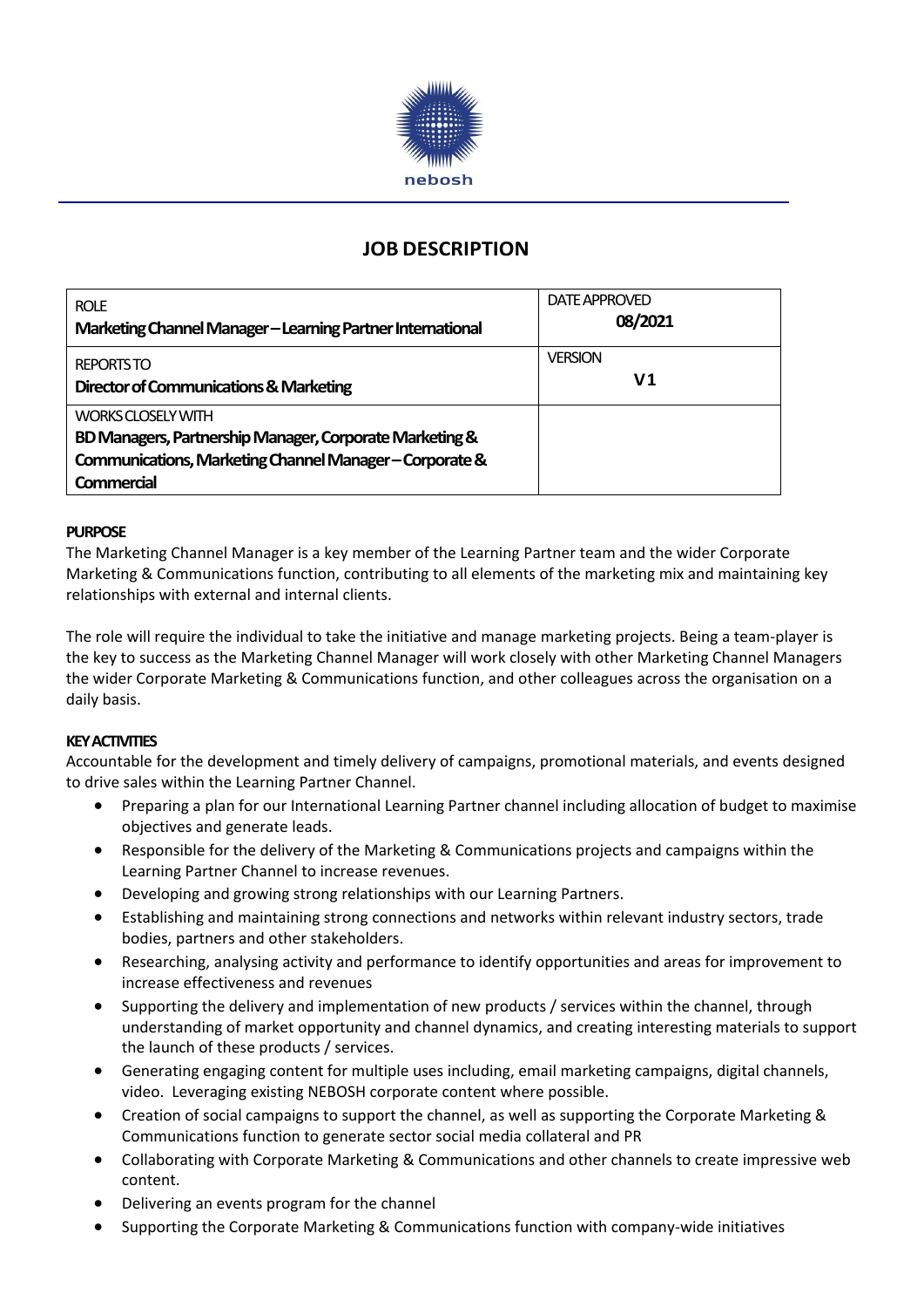nebosh

# JOB DESCRIPTION

| ROLE<br>**Marketing Channel Manager – Learning Partner International** | DATE APPROVED<br>**08/2021** |
| --- | --- |
| REPORTS TO<br>**Director of Communications & Marketing** | VERSION<br>**V1** |
| WORKS CLOSELY WITH<br>**BD Managers, Partnership Manager, Corporate Marketing & Communications, Marketing Channel Manager – Corporate & Commercial** | |

**PURPOSE**

The Marketing Channel Manager is a key member of the Learning Partner team and the wider Corporate Marketing & Communications function, contributing to all elements of the marketing mix and maintaining key relationships with external and internal clients.

The role will require the individual to take the initiative and manage marketing projects. Being a team-player is the key to success as the Marketing Channel Manager will work closely with other Marketing Channel Managers the wider Corporate Marketing & Communications function, and other colleagues across the organisation on a daily basis.

**KEY ACTIVITIES**

Accountable for the development and timely delivery of campaigns, promotional materials, and events designed to drive sales within the Learning Partner Channel.

- Preparing a plan for our International Learning Partner channel including allocation of budget to maximise objectives and generate leads.
- Responsible for the delivery of the Marketing & Communications projects and campaigns within the Learning Partner Channel to increase revenues.
- Developing and growing strong relationships with our Learning Partners.
- Establishing and maintaining strong connections and networks within relevant industry sectors, trade bodies, partners and other stakeholders.
- Researching, analysing activity and performance to identify opportunities and areas for improvement to increase effectiveness and revenues
- Supporting the delivery and implementation of new products / services within the channel, through understanding of market opportunity and channel dynamics, and creating interesting materials to support the launch of these products / services.
- Generating engaging content for multiple uses including, email marketing campaigns, digital channels, video. Leveraging existing NEBOSH corporate content where possible.
- Creation of social campaigns to support the channel, as well as supporting the Corporate Marketing & Communications function to generate sector social media collateral and PR
- Collaborating with Corporate Marketing & Communications and other channels to create impressive web content.
- Delivering an events program for the channel
- Supporting the Corporate Marketing & Communications function with company-wide initiatives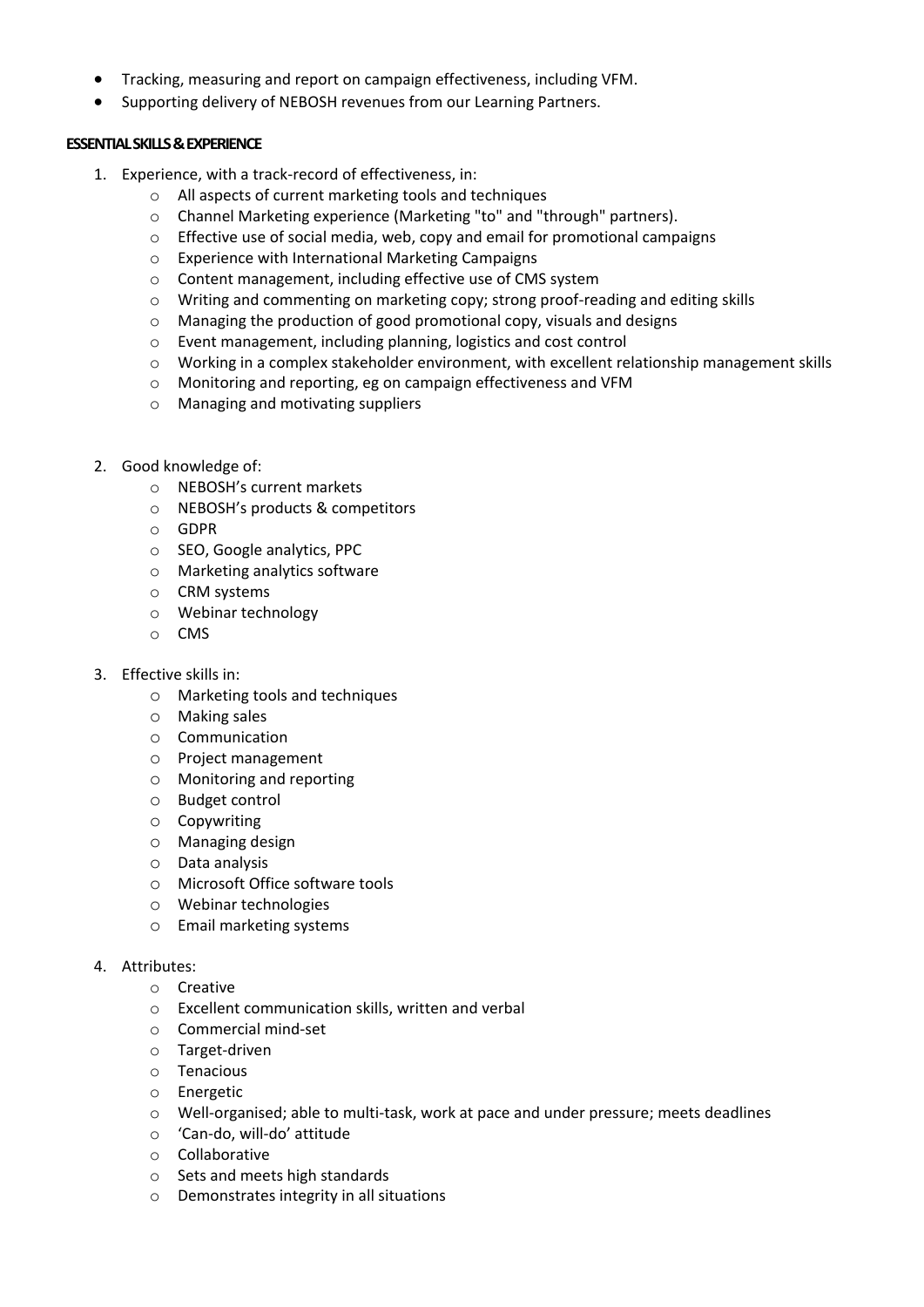- Tracking, measuring and report on campaign effectiveness, including VFM.
- Supporting delivery of NEBOSH revenues from our Learning Partners.

**ESSENTIAL SKILLS & EXPERIENCE**

1. Experience, with a track-record of effectiveness, in:
    - All aspects of current marketing tools and techniques
    - Channel Marketing experience (Marketing "to" and "through" partners).
    - Effective use of social media, web, copy and email for promotional campaigns
    - Experience with International Marketing Campaigns
    - Content management, including effective use of CMS system
    - Writing and commenting on marketing copy; strong proof-reading and editing skills
    - Managing the production of good promotional copy, visuals and designs
    - Event management, including planning, logistics and cost control
    - Working in a complex stakeholder environment, with excellent relationship management skills
    - Monitoring and reporting, eg on campaign effectiveness and VFM
    - Managing and motivating suppliers

2. Good knowledge of:
    - NEBOSH's current markets
    - NEBOSH's products & competitors
    - GDPR
    - SEO, Google analytics, PPC
    - Marketing analytics software
    - CRM systems
    - Webinar technology
    - CMS

3. Effective skills in:
    - Marketing tools and techniques
    - Making sales
    - Communication
    - Project management
    - Monitoring and reporting
    - Budget control
    - Copywriting
    - Managing design
    - Data analysis
    - Microsoft Office software tools
    - Webinar technologies
    - Email marketing systems

4. Attributes:
    - Creative
    - Excellent communication skills, written and verbal
    - Commercial mind-set
    - Target-driven
    - Tenacious
    - Energetic
    - Well-organised; able to multi-task, work at pace and under pressure; meets deadlines
    - 'Can-do, will-do' attitude
    - Collaborative
    - Sets and meets high standards
    - Demonstrates integrity in all situations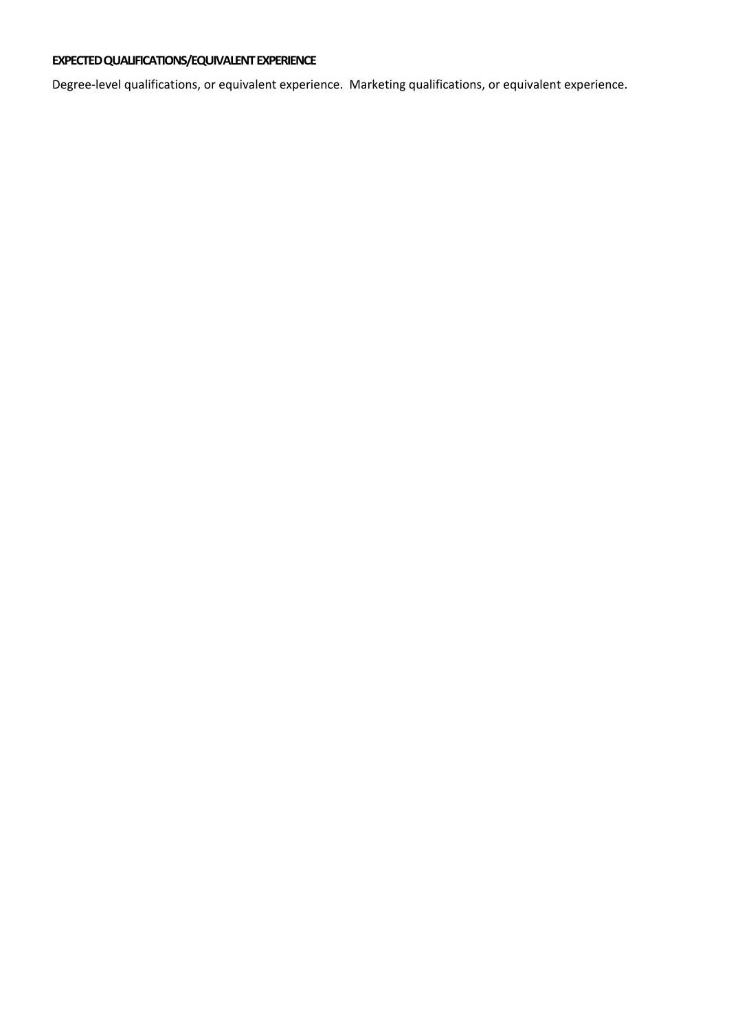**EXPECTED QUALIFICATIONS/EQUIVALENT EXPERIENCE**

Degree-level qualifications, or equivalent experience. Marketing qualifications, or equivalent experience.